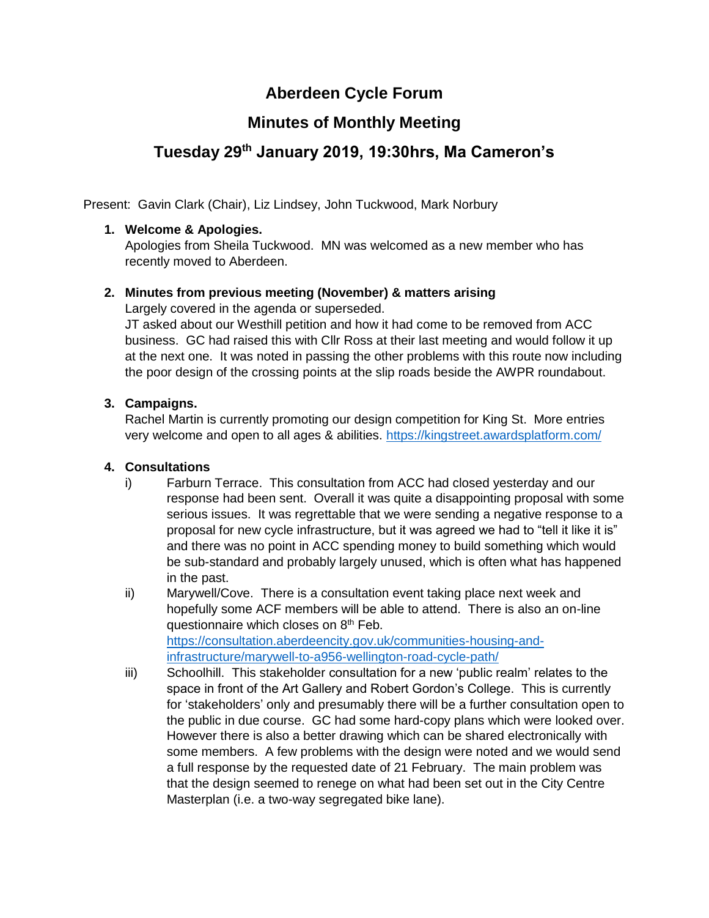# Aberdeen Cycle Forum

## Minutes of Monthly Meeting

## Tuesday 29th January 2019, 19:30hrs, Ma Cameron's

Present: Gavin Clark (Chair), Liz Lindsey, John Tuckwood, Mark Norbury

1. **Welcome & Apologies.**
   Apologies from Sheila Tuckwood. MN was welcomed as a new member who has recently moved to Aberdeen.

2. **Minutes from previous meeting (November) & matters arising**
   Largely covered in the agenda or superseded.
   JT asked about our Westhill petition and how it had come to be removed from ACC business. GC had raised this with Cllr Ross at their last meeting and would follow it up at the next one. It was noted in passing the other problems with this route now including the poor design of the crossing points at the slip roads beside the AWPR roundabout.

3. **Campaigns.**
   Rachel Martin is currently promoting our design competition for King St. More entries very welcome and open to all ages & abilities. https://kingstreet.awardsplatform.com/

4. **Consultations**
   i) Farburn Terrace. This consultation from ACC had closed yesterday and our response had been sent. Overall it was quite a disappointing proposal with some serious issues. It was regrettable that we were sending a negative response to a proposal for new cycle infrastructure, but it was agreed we had to "tell it like it is" and there was no point in ACC spending money to build something which would be sub-standard and probably largely unused, which is often what has happened in the past.
   ii) Marywell/Cove. There is a consultation event taking place next week and hopefully some ACF members will be able to attend. There is also an on-line questionnaire which closes on 8th Feb. https://consultation.aberdeencity.gov.uk/communities-housing-and-infrastructure/marywell-to-a956-wellington-road-cycle-path/
   iii) Schoolhill. This stakeholder consultation for a new 'public realm' relates to the space in front of the Art Gallery and Robert Gordon's College. This is currently for 'stakeholders' only and presumably there will be a further consultation open to the public in due course. GC had some hard-copy plans which were looked over. However there is also a better drawing which can be shared electronically with some members. A few problems with the design were noted and we would send a full response by the requested date of 21 February. The main problem was that the design seemed to renege on what had been set out in the City Centre Masterplan (i.e. a two-way segregated bike lane).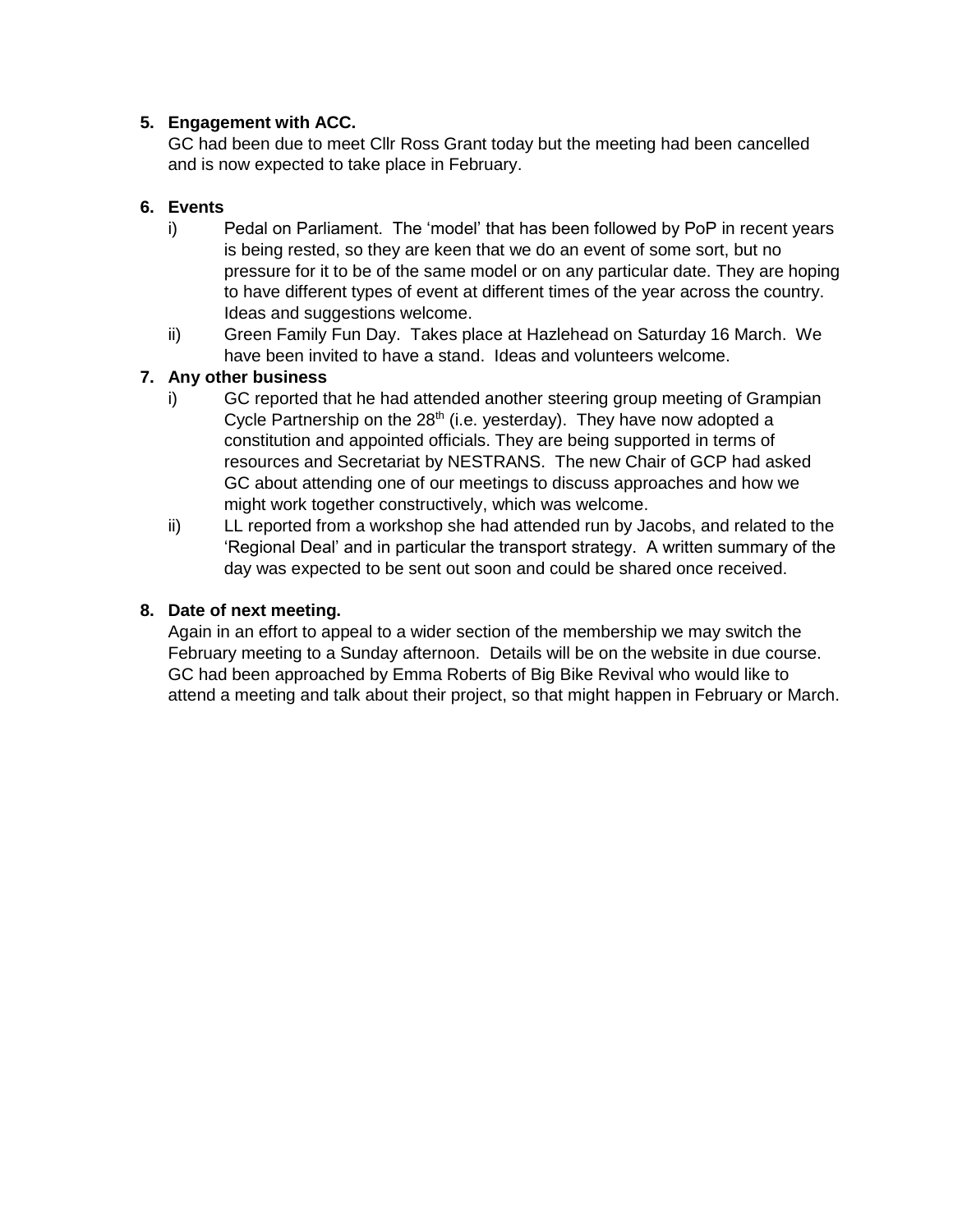**5. Engagement with ACC.**

GC had been due to meet Cllr Ross Grant today but the meeting had been cancelled and is now expected to take place in February.

**6. Events**

i) Pedal on Parliament. The 'model' that has been followed by PoP in recent years is being rested, so they are keen that we do an event of some sort, but no pressure for it to be of the same model or on any particular date. They are hoping to have different types of event at different times of the year across the country. Ideas and suggestions welcome.

ii) Green Family Fun Day. Takes place at Hazlehead on Saturday 16 March. We have been invited to have a stand. Ideas and volunteers welcome.

**7. Any other business**

i) GC reported that he had attended another steering group meeting of Grampian Cycle Partnership on the 28th (i.e. yesterday). They have now adopted a constitution and appointed officials. They are being supported in terms of resources and Secretariat by NESTRANS. The new Chair of GCP had asked GC about attending one of our meetings to discuss approaches and how we might work together constructively, which was welcome.

ii) LL reported from a workshop she had attended run by Jacobs, and related to the 'Regional Deal' and in particular the transport strategy. A written summary of the day was expected to be sent out soon and could be shared once received.

**8. Date of next meeting.**

Again in an effort to appeal to a wider section of the membership we may switch the February meeting to a Sunday afternoon. Details will be on the website in due course. GC had been approached by Emma Roberts of Big Bike Revival who would like to attend a meeting and talk about their project, so that might happen in February or March.